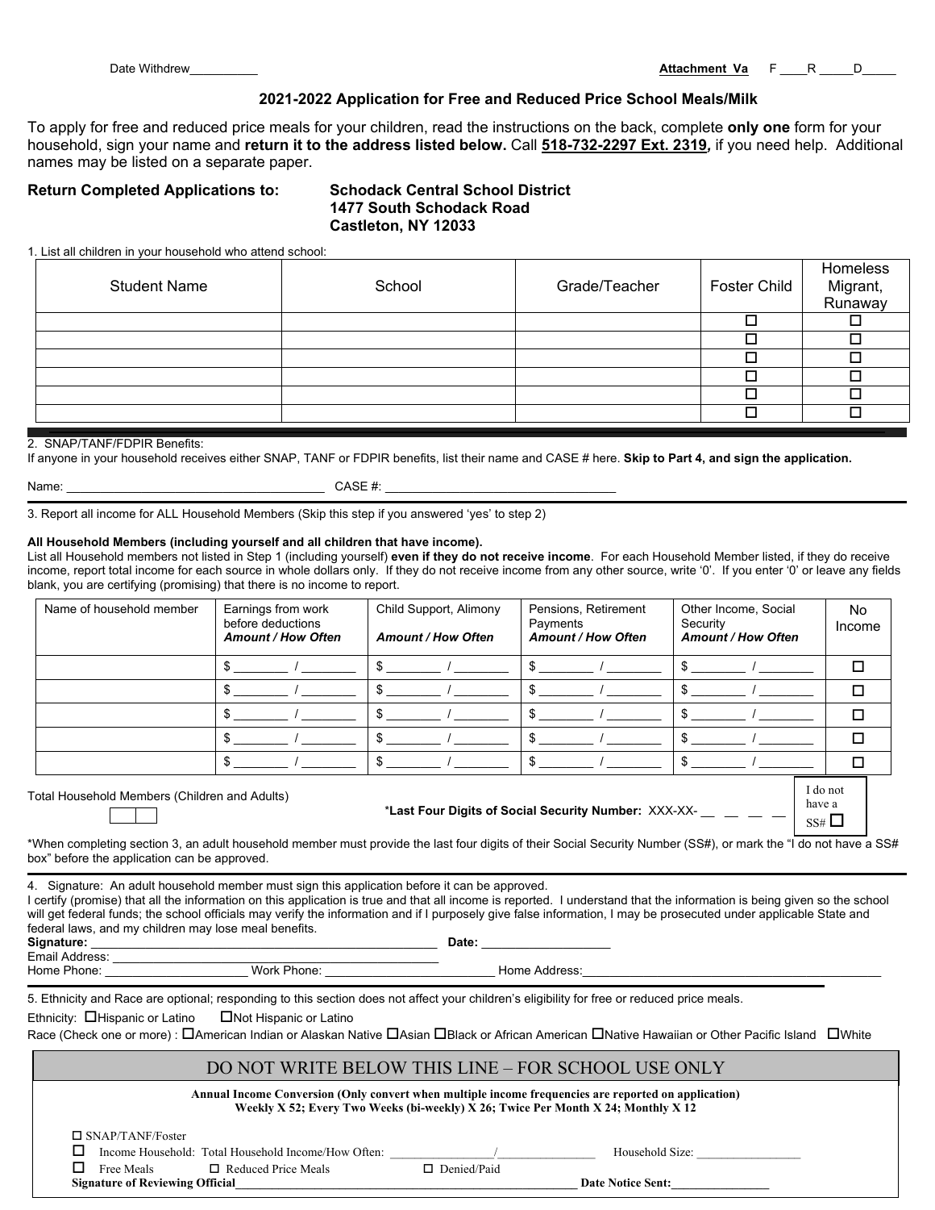Date Withdrew__________ **Attachment Va** F ____R _____D_____

### 2021-2022 Application for Free and Reduced Price School Meals/Milk

To apply for free and reduced price meals for your children, read the instructions on the back, complete **only one** form for your household, sign your name and **return it to the address listed below.** Call **518-732-2297 Ext. 2319**, if you need help. Additional names may be listed on a separate paper.

**Return Completed Applications to:** **Schodack Central School District**
**1477 South Schodack Road**
**Castleton, NY 12033**

1. List all children in your household who attend school:

| Student Name | School | Grade/Teacher | Foster Child | Homeless Migrant, Runaway |
|---|---|---|---|---|
| | | | ☐ | ☐ |
| | | | ☐ | ☐ |
| | | | ☐ | ☐ |
| | | | ☐ | ☐ |
| | | | ☐ | ☐ |
| | | | ☐ | ☐ |

2. SNAP/TANF/FDPIR Benefits:
If anyone in your household receives either SNAP, TANF or FDPIR benefits, list their name and CASE # here. **Skip to Part 4, and sign the application.**

Name: ______________________________________ CASE #: _________________________________

3. Report all income for ALL Household Members (Skip this step if you answered 'yes' to step 2)

**All Household Members (including yourself and all children that have income).**
List all Household members not listed in Step 1 (including yourself) **even if they do not receive income**. For each Household Member listed, if they do receive income, report total income for each source in whole dollars only. If they do not receive income from any other source, write '0'. If you enter '0' or leave any fields blank, you are certifying (promising) that there is no income to report.

| Name of household member | Earnings from work before deductions ***Amount / How Often*** | Child Support, Alimony ***Amount / How Often*** | Pensions, Retirement Payments ***Amount / How Often*** | Other Income, Social Security ***Amount / How Often*** | No Income |
|---|---|---|---|---|---|
| | $ ________ / ________ | $ ________ / ________ | $ ________ / ________ | $ ________ / ________ | ☐ |
| | $ ________ / ________ | $ ________ / ________ | $ ________ / ________ | $ ________ / ________ | ☐ |
| | $ ________ / ________ | $ ________ / ________ | $ ________ / ________ | $ ________ / ________ | ☐ |
| | $ ________ / ________ | $ ________ / ________ | $ ________ / ________ | $ ________ / ________ | ☐ |
| | $ ________ / ________ | $ ________ / ________ | $ ________ / ________ | $ ________ / ________ | ☐ |

Total Household Members (Children and Adults) ☐☐

***Last Four Digits of Social Security Number:** XXX-XX- __ __ __ __  I do not have a SS# ☐

*When completing section 3, an adult household member must provide the last four digits of their Social Security Number (SS#), or mark the "I do not have a SS# box" before the application can be approved.

4. Signature: An adult household member must sign this application before it can be approved.
I certify (promise) that all the information on this application is true and that all income is reported. I understand that the information is being given so the school will get federal funds; the school officials may verify the information and if I purposely give false information, I may be prosecuted under applicable State and federal laws, and my children may lose meal benefits.

**Signature:** ________________________________________________ **Date:** ___________________
Email Address: ________________________________________________
Home Phone: _____________________ Work Phone: ________________________ Home Address:___________________________________________

5. Ethnicity and Race are optional; responding to this section does not affect your children's eligibility for free or reduced price meals.

Ethnicity: ☐Hispanic or Latino ☐Not Hispanic or Latino

Race (Check one or more) : ☐American Indian or Alaskan Native ☐Asian ☐Black or African American ☐Native Hawaiian or Other Pacific Island ☐White

DO NOT WRITE BELOW THIS LINE – FOR SCHOOL USE ONLY

**Annual Income Conversion (Only convert when multiple income frequencies are reported on application)**
**Weekly X 52; Every Two Weeks (bi-weekly) X 26; Twice Per Month X 24; Monthly X 12**

☐ SNAP/TANF/Foster
☐ Income Household: Total Household Income/How Often: ________________/________________ Household Size: _________________
☐ Free Meals ☐ Reduced Price Meals ☐ Denied/Paid
**Signature of Reviewing Official**________________________________________________________ **Date Notice Sent:**________________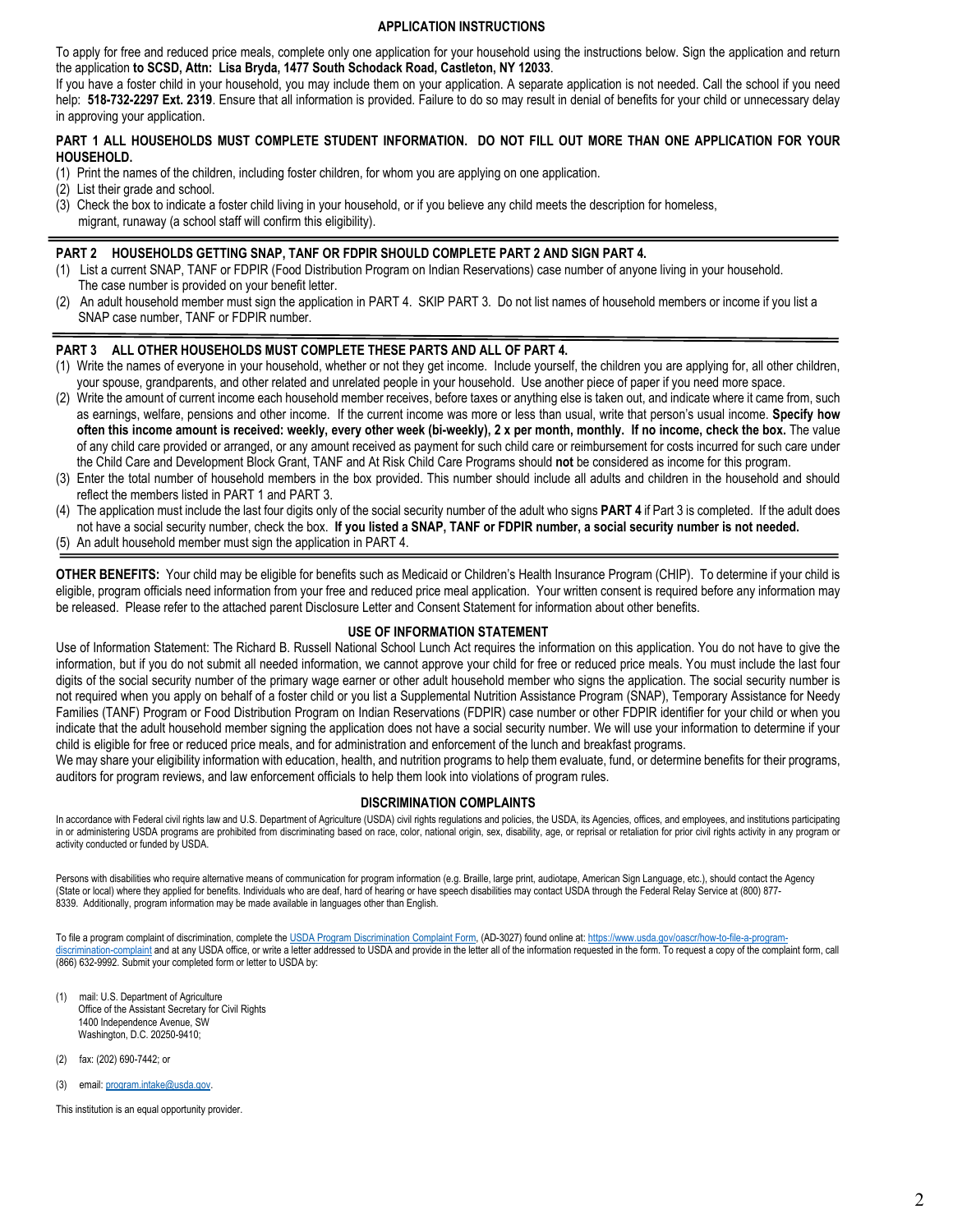## APPLICATION INSTRUCTIONS

To apply for free and reduced price meals, complete only one application for your household using the instructions below. Sign the application and return the application **to SCSD, Attn: Lisa Bryda, 1477 South Schodack Road, Castleton, NY 12033**.

If you have a foster child in your household, you may include them on your application. A separate application is not needed. Call the school if you need help: **518-732-2297 Ext. 2319**. Ensure that all information is provided. Failure to do so may result in denial of benefits for your child or unnecessary delay in approving your application.

**PART 1 ALL HOUSEHOLDS MUST COMPLETE STUDENT INFORMATION. DO NOT FILL OUT MORE THAN ONE APPLICATION FOR YOUR HOUSEHOLD.**

(1) Print the names of the children, including foster children, for whom you are applying on one application.
(2) List their grade and school.
(3) Check the box to indicate a foster child living in your household, or if you believe any child meets the description for homeless, migrant, runaway (a school staff will confirm this eligibility).

**PART 2 HOUSEHOLDS GETTING SNAP, TANF OR FDPIR SHOULD COMPLETE PART 2 AND SIGN PART 4.**

(1) List a current SNAP, TANF or FDPIR (Food Distribution Program on Indian Reservations) case number of anyone living in your household. The case number is provided on your benefit letter.
(2) An adult household member must sign the application in PART 4. SKIP PART 3. Do not list names of household members or income if you list a SNAP case number, TANF or FDPIR number.

**PART 3 ALL OTHER HOUSEHOLDS MUST COMPLETE THESE PARTS AND ALL OF PART 4.**

(1) Write the names of everyone in your household, whether or not they get income. Include yourself, the children you are applying for, all other children, your spouse, grandparents, and other related and unrelated people in your household. Use another piece of paper if you need more space.
(2) Write the amount of current income each household member receives, before taxes or anything else is taken out, and indicate where it came from, such as earnings, welfare, pensions and other income. If the current income was more or less than usual, write that person's usual income. **Specify how often this income amount is received: weekly, every other week (bi-weekly), 2 x per month, monthly. If no income, check the box.** The value of any child care provided or arranged, or any amount received as payment for such child care or reimbursement for costs incurred for such care under the Child Care and Development Block Grant, TANF and At Risk Child Care Programs should **not** be considered as income for this program.
(3) Enter the total number of household members in the box provided. This number should include all adults and children in the household and should reflect the members listed in PART 1 and PART 3.
(4) The application must include the last four digits only of the social security number of the adult who signs **PART 4** if Part 3 is completed. If the adult does not have a social security number, check the box. **If you listed a SNAP, TANF or FDPIR number, a social security number is not needed.**
(5) An adult household member must sign the application in PART 4.

**OTHER BENEFITS:** Your child may be eligible for benefits such as Medicaid or Children's Health Insurance Program (CHIP). To determine if your child is eligible, program officials need information from your free and reduced price meal application. Your written consent is required before any information may be released. Please refer to the attached parent Disclosure Letter and Consent Statement for information about other benefits.

## USE OF INFORMATION STATEMENT

Use of Information Statement: The Richard B. Russell National School Lunch Act requires the information on this application. You do not have to give the information, but if you do not submit all needed information, we cannot approve your child for free or reduced price meals. You must include the last four digits of the social security number of the primary wage earner or other adult household member who signs the application. The social security number is not required when you apply on behalf of a foster child or you list a Supplemental Nutrition Assistance Program (SNAP), Temporary Assistance for Needy Families (TANF) Program or Food Distribution Program on Indian Reservations (FDPIR) case number or other FDPIR identifier for your child or when you indicate that the adult household member signing the application does not have a social security number. We will use your information to determine if your child is eligible for free or reduced price meals, and for administration and enforcement of the lunch and breakfast programs.

We may share your eligibility information with education, health, and nutrition programs to help them evaluate, fund, or determine benefits for their programs, auditors for program reviews, and law enforcement officials to help them look into violations of program rules.

## DISCRIMINATION COMPLAINTS

In accordance with Federal civil rights law and U.S. Department of Agriculture (USDA) civil rights regulations and policies, the USDA, its Agencies, offices, and employees, and institutions participating in or administering USDA programs are prohibited from discriminating based on race, color, national origin, sex, disability, age, or reprisal or retaliation for prior civil rights activity in any program or activity conducted or funded by USDA.

Persons with disabilities who require alternative means of communication for program information (e.g. Braille, large print, audiotape, American Sign Language, etc.), should contact the Agency (State or local) where they applied for benefits. Individuals who are deaf, hard of hearing or have speech disabilities may contact USDA through the Federal Relay Service at (800) 877-8339. Additionally, program information may be made available in languages other than English.

To file a program complaint of discrimination, complete the [USDA Program Discrimination Complaint Form](https://www.usda.gov/oascr/how-to-file-a-program-discrimination-complaint), (AD-3027) found online at: [https://www.usda.gov/oascr/how-to-file-a-program-discrimination-complaint](https://www.usda.gov/oascr/how-to-file-a-program-discrimination-complaint) and at any USDA office, or write a letter addressed to USDA and provide in the letter all of the information requested in the form. To request a copy of the complaint form, call (866) 632-9992. Submit your completed form or letter to USDA by:

(1) mail: U.S. Department of Agriculture
Office of the Assistant Secretary for Civil Rights
1400 Independence Avenue, SW
Washington, D.C. 20250-9410;

(2) fax: (202) 690-7442; or

(3) email: [program.intake@usda.gov](mailto:program.intake@usda.gov).

This institution is an equal opportunity provider.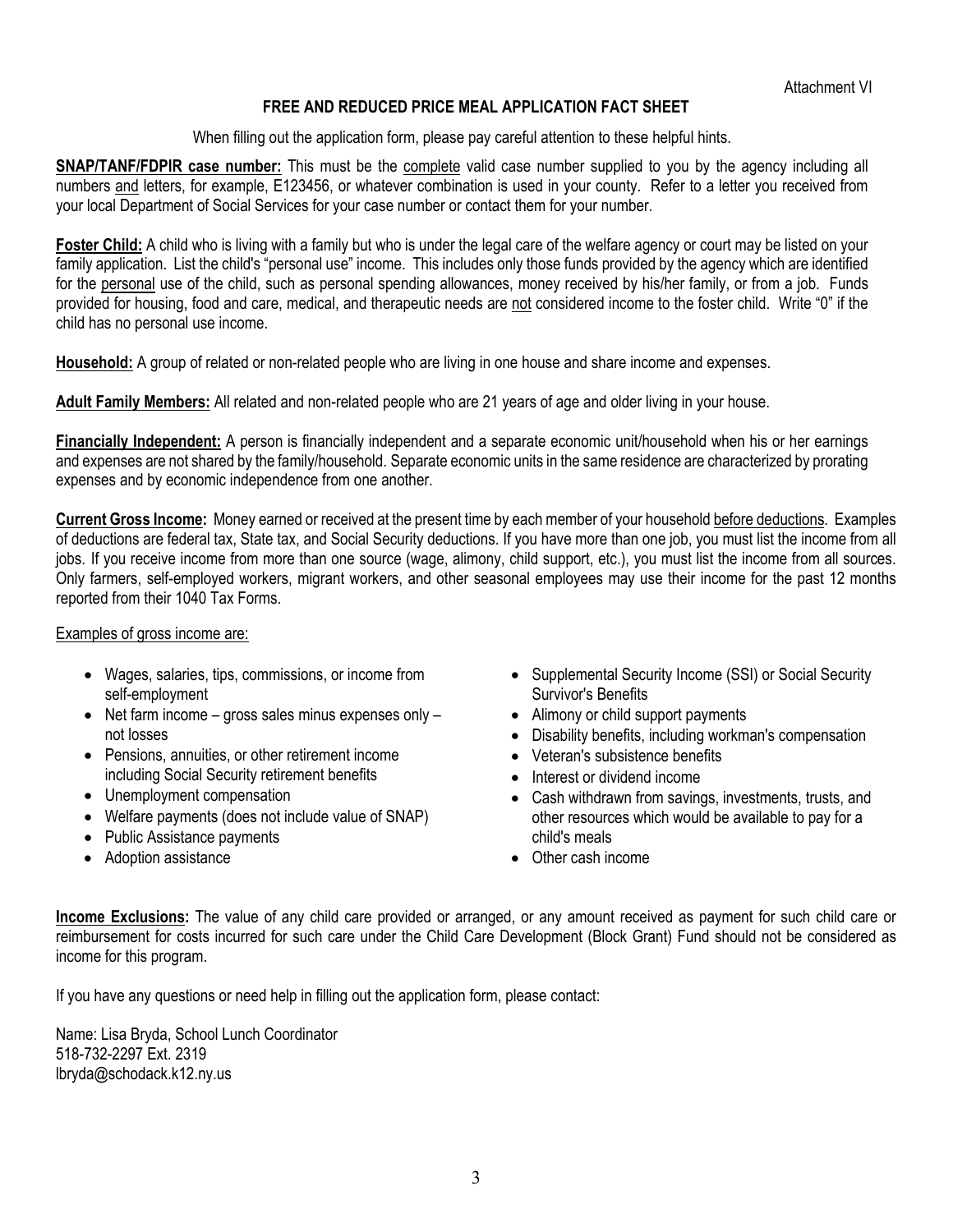Attachment VI

# FREE AND REDUCED PRICE MEAL APPLICATION FACT SHEET

When filling out the application form, please pay careful attention to these helpful hints.

**SNAP/TANF/FDPIR case number:** This must be the complete valid case number supplied to you by the agency including all numbers and letters, for example, E123456, or whatever combination is used in your county. Refer to a letter you received from your local Department of Social Services for your case number or contact them for your number.

**Foster Child:** A child who is living with a family but who is under the legal care of the welfare agency or court may be listed on your family application. List the child's "personal use" income. This includes only those funds provided by the agency which are identified for the personal use of the child, such as personal spending allowances, money received by his/her family, or from a job. Funds provided for housing, food and care, medical, and therapeutic needs are not considered income to the foster child. Write "0" if the child has no personal use income.

**Household:** A group of related or non-related people who are living in one house and share income and expenses.

**Adult Family Members:** All related and non-related people who are 21 years of age and older living in your house.

**Financially Independent:** A person is financially independent and a separate economic unit/household when his or her earnings and expenses are not shared by the family/household. Separate economic units in the same residence are characterized by prorating expenses and by economic independence from one another.

**Current Gross Income:** Money earned or received at the present time by each member of your household before deductions. Examples of deductions are federal tax, State tax, and Social Security deductions. If you have more than one job, you must list the income from all jobs. If you receive income from more than one source (wage, alimony, child support, etc.), you must list the income from all sources. Only farmers, self-employed workers, migrant workers, and other seasonal employees may use their income for the past 12 months reported from their 1040 Tax Forms.

Examples of gross income are:

- Wages, salaries, tips, commissions, or income from self-employment
- Net farm income – gross sales minus expenses only – not losses
- Pensions, annuities, or other retirement income including Social Security retirement benefits
- Unemployment compensation
- Welfare payments (does not include value of SNAP)
- Public Assistance payments
- Adoption assistance
- Supplemental Security Income (SSI) or Social Security Survivor's Benefits
- Alimony or child support payments
- Disability benefits, including workman's compensation
- Veteran's subsistence benefits
- Interest or dividend income
- Cash withdrawn from savings, investments, trusts, and other resources which would be available to pay for a child's meals
- Other cash income

**Income Exclusions:** The value of any child care provided or arranged, or any amount received as payment for such child care or reimbursement for costs incurred for such care under the Child Care Development (Block Grant) Fund should not be considered as income for this program.

If you have any questions or need help in filling out the application form, please contact:

Name: Lisa Bryda, School Lunch Coordinator
518-732-2297 Ext. 2319
lbryda@schodack.k12.ny.us